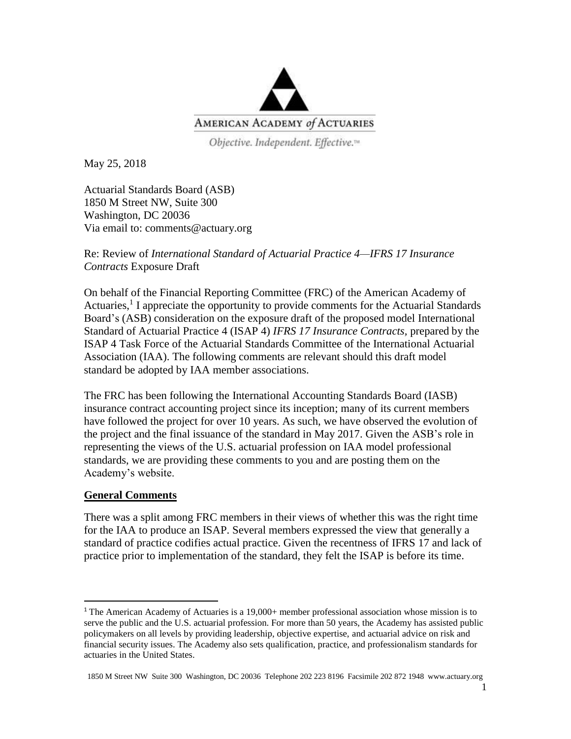AMERICAN ACADEMY *of* ACTUARIES

*Objective. Independent. Effective.*™

May 25, 2018

Actuarial Standards Board (ASB)
1850 M Street NW, Suite 300
Washington, DC 20036
Via email to: comments@actuary.org

Re: Review of *International Standard of Actuarial Practice 4—IFRS 17 Insurance Contracts* Exposure Draft

On behalf of the Financial Reporting Committee (FRC) of the American Academy of Actuaries,[1] I appreciate the opportunity to provide comments for the Actuarial Standards Board's (ASB) consideration on the exposure draft of the proposed model International Standard of Actuarial Practice 4 (ISAP 4) *IFRS 17 Insurance Contracts*, prepared by the ISAP 4 Task Force of the Actuarial Standards Committee of the International Actuarial Association (IAA). The following comments are relevant should this draft model standard be adopted by IAA member associations.

The FRC has been following the International Accounting Standards Board (IASB) insurance contract accounting project since its inception; many of its current members have followed the project for over 10 years. As such, we have observed the evolution of the project and the final issuance of the standard in May 2017. Given the ASB's role in representing the views of the U.S. actuarial profession on IAA model professional standards, we are providing these comments to you and are posting them on the Academy's website.

## General Comments

There was a split among FRC members in their views of whether this was the right time for the IAA to produce an ISAP. Several members expressed the view that generally a standard of practice codifies actual practice. Given the recentness of IFRS 17 and lack of practice prior to implementation of the standard, they felt the ISAP is before its time.

---

[1] The American Academy of Actuaries is a 19,000+ member professional association whose mission is to serve the public and the U.S. actuarial profession. For more than 50 years, the Academy has assisted public policymakers on all levels by providing leadership, objective expertise, and actuarial advice on risk and financial security issues. The Academy also sets qualification, practice, and professionalism standards for actuaries in the United States.

1850 M Street NW Suite 300 Washington, DC 20036 Telephone 202 223 8196 Facsimile 202 872 1948 www.actuary.org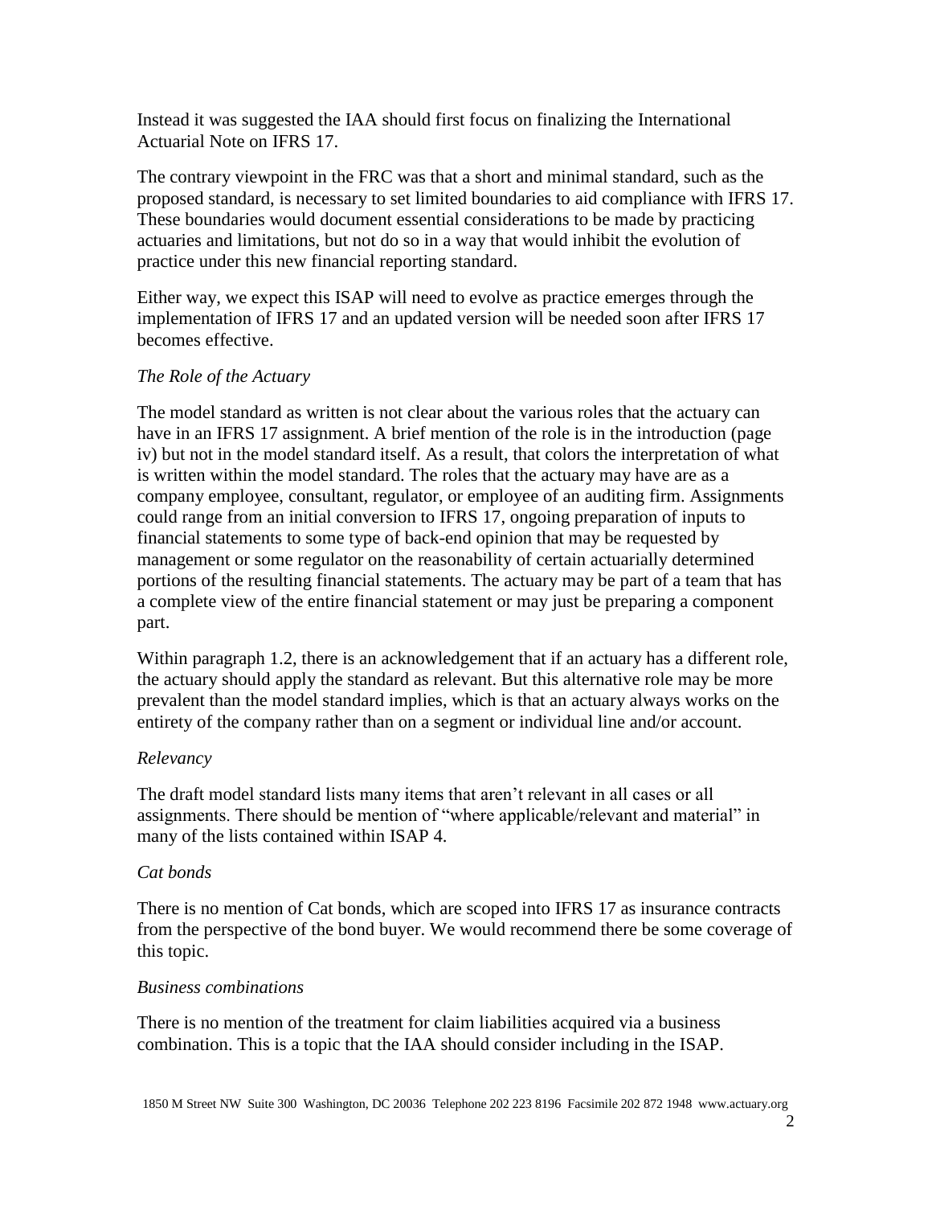Instead it was suggested the IAA should first focus on finalizing the International Actuarial Note on IFRS 17.

The contrary viewpoint in the FRC was that a short and minimal standard, such as the proposed standard, is necessary to set limited boundaries to aid compliance with IFRS 17. These boundaries would document essential considerations to be made by practicing actuaries and limitations, but not do so in a way that would inhibit the evolution of practice under this new financial reporting standard.

Either way, we expect this ISAP will need to evolve as practice emerges through the implementation of IFRS 17 and an updated version will be needed soon after IFRS 17 becomes effective.

*The Role of the Actuary*

The model standard as written is not clear about the various roles that the actuary can have in an IFRS 17 assignment. A brief mention of the role is in the introduction (page iv) but not in the model standard itself. As a result, that colors the interpretation of what is written within the model standard. The roles that the actuary may have are as a company employee, consultant, regulator, or employee of an auditing firm. Assignments could range from an initial conversion to IFRS 17, ongoing preparation of inputs to financial statements to some type of back-end opinion that may be requested by management or some regulator on the reasonability of certain actuarially determined portions of the resulting financial statements. The actuary may be part of a team that has a complete view of the entire financial statement or may just be preparing a component part.

Within paragraph 1.2, there is an acknowledgement that if an actuary has a different role, the actuary should apply the standard as relevant. But this alternative role may be more prevalent than the model standard implies, which is that an actuary always works on the entirety of the company rather than on a segment or individual line and/or account.

*Relevancy*

The draft model standard lists many items that aren't relevant in all cases or all assignments. There should be mention of "where applicable/relevant and material" in many of the lists contained within ISAP 4.

*Cat bonds*

There is no mention of Cat bonds, which are scoped into IFRS 17 as insurance contracts from the perspective of the bond buyer. We would recommend there be some coverage of this topic.

*Business combinations*

There is no mention of the treatment for claim liabilities acquired via a business combination. This is a topic that the IAA should consider including in the ISAP.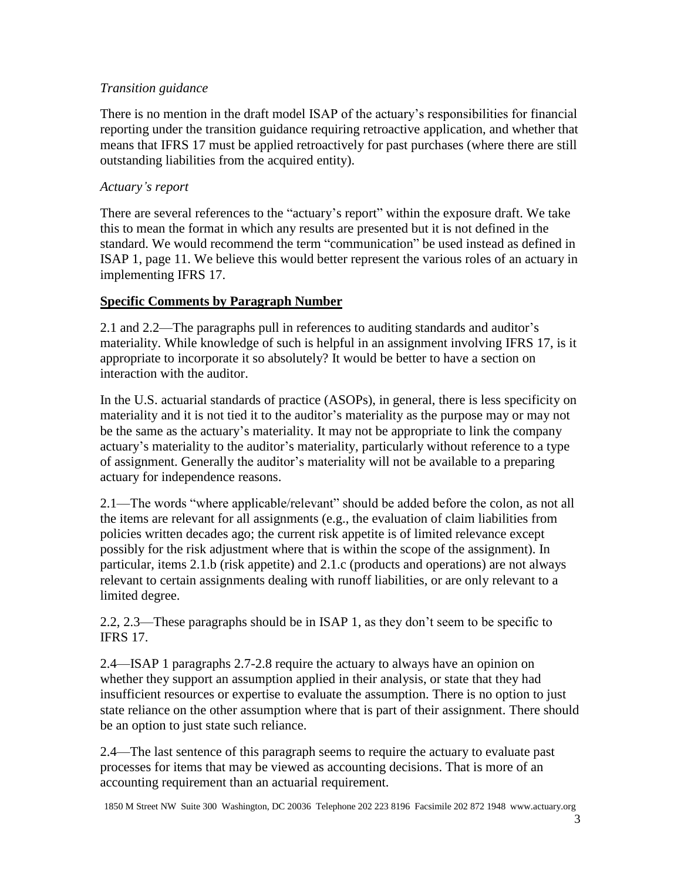*Transition guidance*

There is no mention in the draft model ISAP of the actuary's responsibilities for financial reporting under the transition guidance requiring retroactive application, and whether that means that IFRS 17 must be applied retroactively for past purchases (where there are still outstanding liabilities from the acquired entity).

*Actuary's report*

There are several references to the "actuary's report" within the exposure draft. We take this to mean the format in which any results are presented but it is not defined in the standard. We would recommend the term "communication" be used instead as defined in ISAP 1, page 11. We believe this would better represent the various roles of an actuary in implementing IFRS 17.

**Specific Comments by Paragraph Number**

2.1 and 2.2—The paragraphs pull in references to auditing standards and auditor's materiality. While knowledge of such is helpful in an assignment involving IFRS 17, is it appropriate to incorporate it so absolutely? It would be better to have a section on interaction with the auditor.

In the U.S. actuarial standards of practice (ASOPs), in general, there is less specificity on materiality and it is not tied it to the auditor's materiality as the purpose may or may not be the same as the actuary's materiality. It may not be appropriate to link the company actuary's materiality to the auditor's materiality, particularly without reference to a type of assignment. Generally the auditor's materiality will not be available to a preparing actuary for independence reasons.

2.1—The words "where applicable/relevant" should be added before the colon, as not all the items are relevant for all assignments (e.g., the evaluation of claim liabilities from policies written decades ago; the current risk appetite is of limited relevance except possibly for the risk adjustment where that is within the scope of the assignment). In particular, items 2.1.b (risk appetite) and 2.1.c (products and operations) are not always relevant to certain assignments dealing with runoff liabilities, or are only relevant to a limited degree.

2.2, 2.3—These paragraphs should be in ISAP 1, as they don't seem to be specific to IFRS 17.

2.4—ISAP 1 paragraphs 2.7-2.8 require the actuary to always have an opinion on whether they support an assumption applied in their analysis, or state that they had insufficient resources or expertise to evaluate the assumption. There is no option to just state reliance on the other assumption where that is part of their assignment. There should be an option to just state such reliance.

2.4—The last sentence of this paragraph seems to require the actuary to evaluate past processes for items that may be viewed as accounting decisions. That is more of an accounting requirement than an actuarial requirement.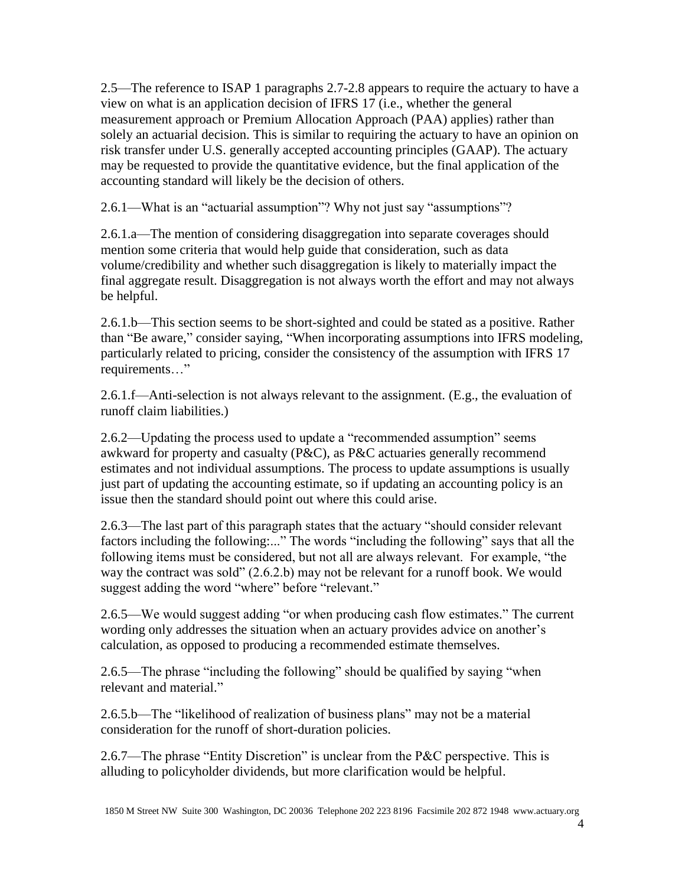2.5—The reference to ISAP 1 paragraphs 2.7-2.8 appears to require the actuary to have a view on what is an application decision of IFRS 17 (i.e., whether the general measurement approach or Premium Allocation Approach (PAA) applies) rather than solely an actuarial decision. This is similar to requiring the actuary to have an opinion on risk transfer under U.S. generally accepted accounting principles (GAAP). The actuary may be requested to provide the quantitative evidence, but the final application of the accounting standard will likely be the decision of others.

2.6.1—What is an "actuarial assumption"? Why not just say "assumptions"?

2.6.1.a—The mention of considering disaggregation into separate coverages should mention some criteria that would help guide that consideration, such as data volume/credibility and whether such disaggregation is likely to materially impact the final aggregate result. Disaggregation is not always worth the effort and may not always be helpful.

2.6.1.b—This section seems to be short-sighted and could be stated as a positive. Rather than "Be aware," consider saying, "When incorporating assumptions into IFRS modeling, particularly related to pricing, consider the consistency of the assumption with IFRS 17 requirements…"

2.6.1.f—Anti-selection is not always relevant to the assignment. (E.g., the evaluation of runoff claim liabilities.)

2.6.2—Updating the process used to update a "recommended assumption" seems awkward for property and casualty (P&C), as P&C actuaries generally recommend estimates and not individual assumptions. The process to update assumptions is usually just part of updating the accounting estimate, so if updating an accounting policy is an issue then the standard should point out where this could arise.

2.6.3—The last part of this paragraph states that the actuary "should consider relevant factors including the following:..." The words "including the following" says that all the following items must be considered, but not all are always relevant. For example, "the way the contract was sold" (2.6.2.b) may not be relevant for a runoff book. We would suggest adding the word "where" before "relevant."

2.6.5—We would suggest adding "or when producing cash flow estimates." The current wording only addresses the situation when an actuary provides advice on another's calculation, as opposed to producing a recommended estimate themselves.

2.6.5—The phrase "including the following" should be qualified by saying "when relevant and material."

2.6.5.b—The "likelihood of realization of business plans" may not be a material consideration for the runoff of short-duration policies.

2.6.7—The phrase "Entity Discretion" is unclear from the P&C perspective. This is alluding to policyholder dividends, but more clarification would be helpful.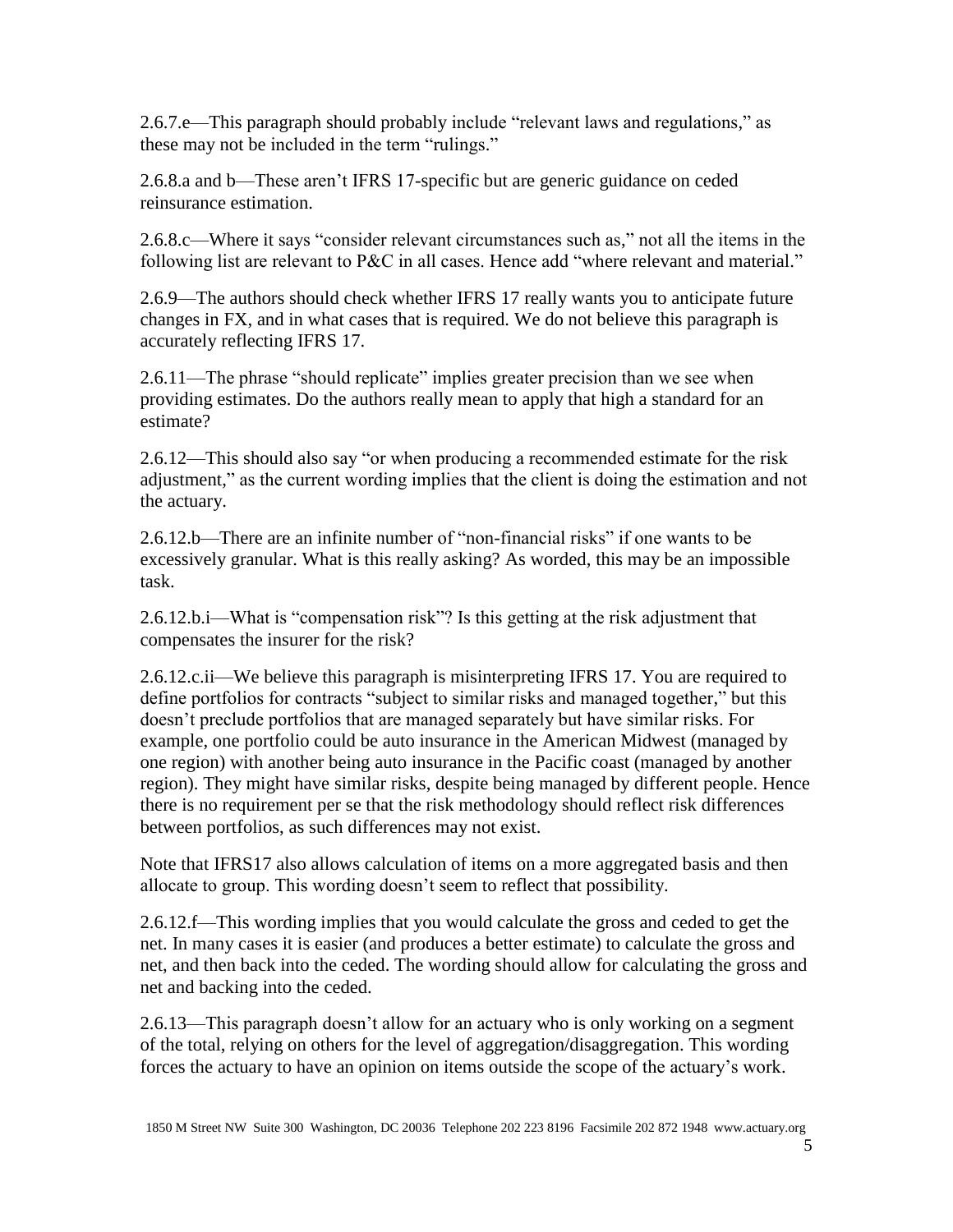2.6.7.e—This paragraph should probably include "relevant laws and regulations," as these may not be included in the term "rulings."

2.6.8.a and b—These aren't IFRS 17-specific but are generic guidance on ceded reinsurance estimation.

2.6.8.c—Where it says "consider relevant circumstances such as," not all the items in the following list are relevant to P&C in all cases. Hence add "where relevant and material."

2.6.9—The authors should check whether IFRS 17 really wants you to anticipate future changes in FX, and in what cases that is required. We do not believe this paragraph is accurately reflecting IFRS 17.

2.6.11—The phrase "should replicate" implies greater precision than we see when providing estimates. Do the authors really mean to apply that high a standard for an estimate?

2.6.12—This should also say "or when producing a recommended estimate for the risk adjustment," as the current wording implies that the client is doing the estimation and not the actuary.

2.6.12.b—There are an infinite number of "non-financial risks" if one wants to be excessively granular. What is this really asking? As worded, this may be an impossible task.

2.6.12.b.i—What is "compensation risk"? Is this getting at the risk adjustment that compensates the insurer for the risk?

2.6.12.c.ii—We believe this paragraph is misinterpreting IFRS 17. You are required to define portfolios for contracts "subject to similar risks and managed together," but this doesn't preclude portfolios that are managed separately but have similar risks. For example, one portfolio could be auto insurance in the American Midwest (managed by one region) with another being auto insurance in the Pacific coast (managed by another region). They might have similar risks, despite being managed by different people. Hence there is no requirement per se that the risk methodology should reflect risk differences between portfolios, as such differences may not exist.

Note that IFRS17 also allows calculation of items on a more aggregated basis and then allocate to group. This wording doesn't seem to reflect that possibility.

2.6.12.f—This wording implies that you would calculate the gross and ceded to get the net. In many cases it is easier (and produces a better estimate) to calculate the gross and net, and then back into the ceded. The wording should allow for calculating the gross and net and backing into the ceded.

2.6.13—This paragraph doesn't allow for an actuary who is only working on a segment of the total, relying on others for the level of aggregation/disaggregation. This wording forces the actuary to have an opinion on items outside the scope of the actuary's work.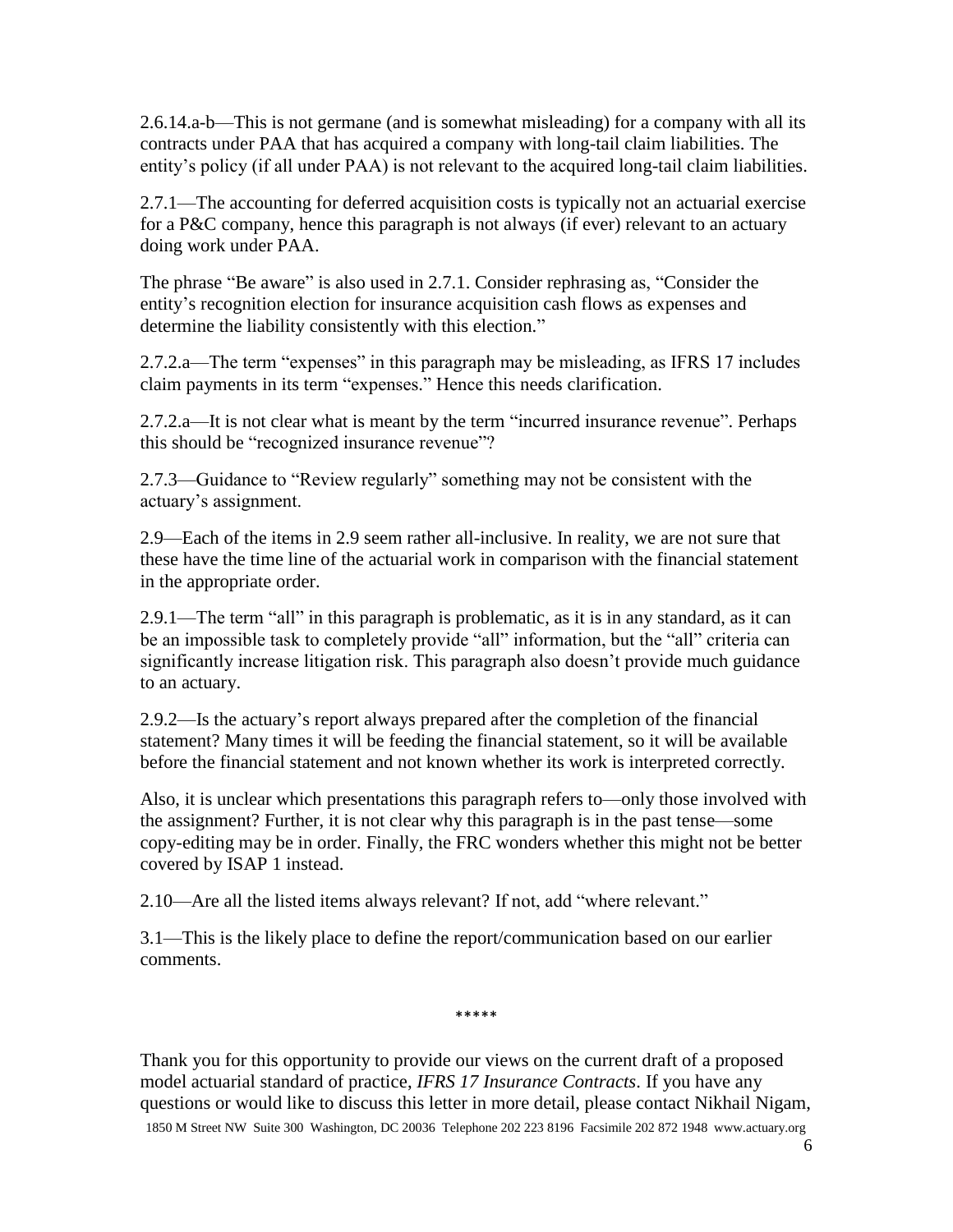2.6.14.a-b—This is not germane (and is somewhat misleading) for a company with all its contracts under PAA that has acquired a company with long-tail claim liabilities. The entity's policy (if all under PAA) is not relevant to the acquired long-tail claim liabilities.

2.7.1—The accounting for deferred acquisition costs is typically not an actuarial exercise for a P&C company, hence this paragraph is not always (if ever) relevant to an actuary doing work under PAA.

The phrase "Be aware" is also used in 2.7.1. Consider rephrasing as, "Consider the entity's recognition election for insurance acquisition cash flows as expenses and determine the liability consistently with this election."

2.7.2.a—The term "expenses" in this paragraph may be misleading, as IFRS 17 includes claim payments in its term "expenses." Hence this needs clarification.

2.7.2.a—It is not clear what is meant by the term "incurred insurance revenue". Perhaps this should be "recognized insurance revenue"?

2.7.3—Guidance to "Review regularly" something may not be consistent with the actuary's assignment.

2.9—Each of the items in 2.9 seem rather all-inclusive. In reality, we are not sure that these have the time line of the actuarial work in comparison with the financial statement in the appropriate order.

2.9.1—The term "all" in this paragraph is problematic, as it is in any standard, as it can be an impossible task to completely provide "all" information, but the "all" criteria can significantly increase litigation risk. This paragraph also doesn't provide much guidance to an actuary.

2.9.2—Is the actuary's report always prepared after the completion of the financial statement? Many times it will be feeding the financial statement, so it will be available before the financial statement and not known whether its work is interpreted correctly.

Also, it is unclear which presentations this paragraph refers to—only those involved with the assignment? Further, it is not clear why this paragraph is in the past tense—some copy-editing may be in order. Finally, the FRC wonders whether this might not be better covered by ISAP 1 instead.

2.10—Are all the listed items always relevant? If not, add "where relevant."

3.1—This is the likely place to define the report/communication based on our earlier comments.

*****

Thank you for this opportunity to provide our views on the current draft of a proposed model actuarial standard of practice, *IFRS 17 Insurance Contracts*. If you have any questions or would like to discuss this letter in more detail, please contact Nikhail Nigam,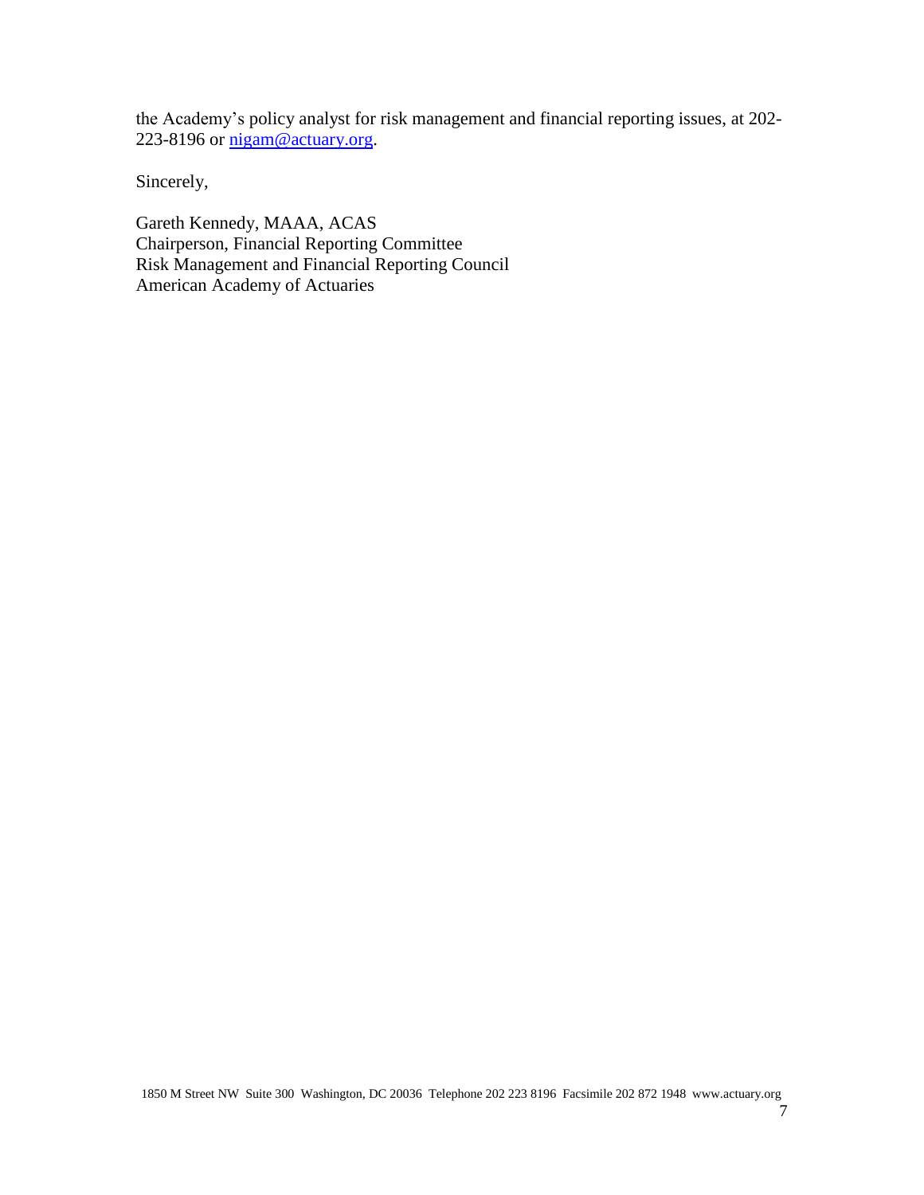the Academy's policy analyst for risk management and financial reporting issues, at 202-223-8196 or nigam@actuary.org.

Sincerely,

Gareth Kennedy, MAAA, ACAS
Chairperson, Financial Reporting Committee
Risk Management and Financial Reporting Council
American Academy of Actuaries